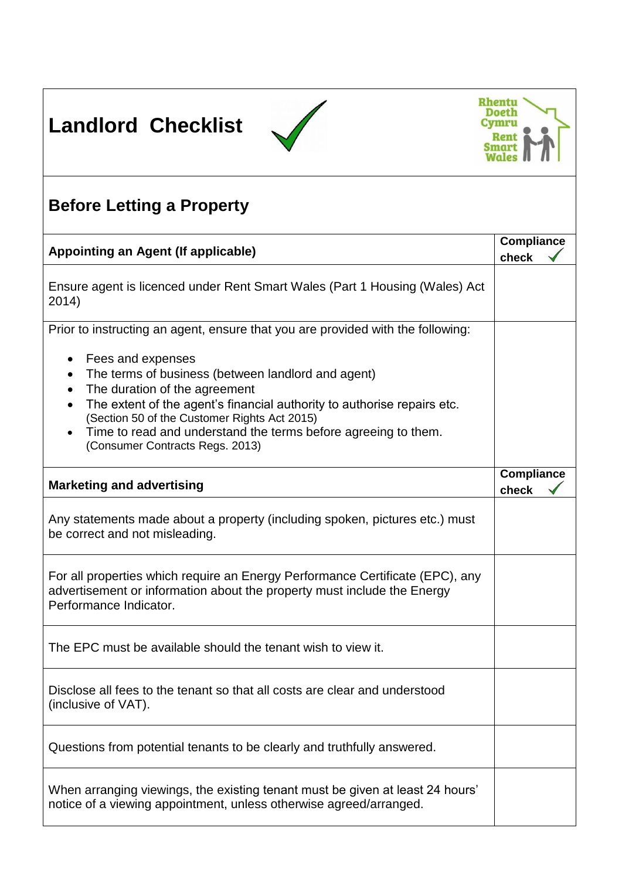# Landlord Checklist

Rhentu Doeth Cymru Rent Smart Wales

## Before Letting a Property

| Appointing an Agent (If applicable) | Compliance check ✓ |
|---|---|
| Ensure agent is licenced under Rent Smart Wales (Part 1 Housing (Wales) Act 2014) | |
| Prior to instructing an agent, ensure that you are provided with the following:<br>• Fees and expenses<br>• The terms of business (between landlord and agent)<br>• The duration of the agreement<br>• The extent of the agent's financial authority to authorise repairs etc. (Section 50 of the Customer Rights Act 2015)<br>• Time to read and understand the terms before agreeing to them. (Consumer Contracts Regs. 2013) | |

| Marketing and advertising | Compliance check ✓ |
|---|---|
| Any statements made about a property (including spoken, pictures etc.) must be correct and not misleading. | |
| For all properties which require an Energy Performance Certificate (EPC), any advertisement or information about the property must include the Energy Performance Indicator. | |
| The EPC must be available should the tenant wish to view it. | |
| Disclose all fees to the tenant so that all costs are clear and understood (inclusive of VAT). | |
| Questions from potential tenants to be clearly and truthfully answered. | |
| When arranging viewings, the existing tenant must be given at least 24 hours' notice of a viewing appointment, unless otherwise agreed/arranged. | |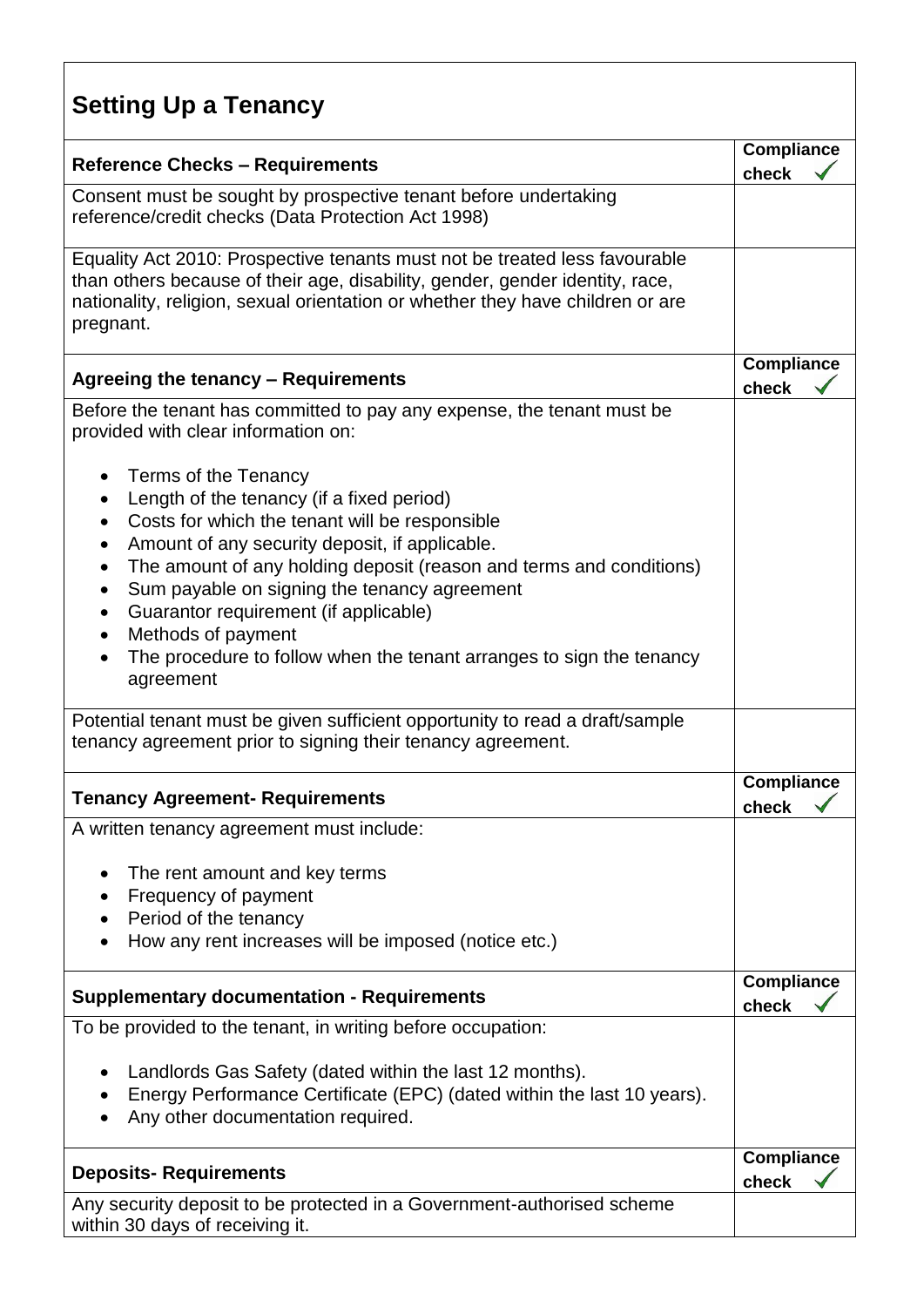## Setting Up a Tenancy

| Reference Checks – Requirements | Compliance check ✓ |
| --- | --- |
| Consent must be sought by prospective tenant before undertaking reference/credit checks (Data Protection Act 1998) | |
| Equality Act 2010: Prospective tenants must not be treated less favourable than others because of their age, disability, gender, gender identity, race, nationality, religion, sexual orientation or whether they have children or are pregnant. | |

| Agreeing the tenancy – Requirements | Compliance check ✓ |
| --- | --- |
| Before the tenant has committed to pay any expense, the tenant must be provided with clear information on:<br><br>• Terms of the Tenancy<br>• Length of the tenancy (if a fixed period)<br>• Costs for which the tenant will be responsible<br>• Amount of any security deposit, if applicable.<br>• The amount of any holding deposit (reason and terms and conditions)<br>• Sum payable on signing the tenancy agreement<br>• Guarantor requirement (if applicable)<br>• Methods of payment<br>• The procedure to follow when the tenant arranges to sign the tenancy agreement | |
| Potential tenant must be given sufficient opportunity to read a draft/sample tenancy agreement prior to signing their tenancy agreement. | |

| Tenancy Agreement- Requirements | Compliance check ✓ |
| --- | --- |
| A written tenancy agreement must include:<br><br>• The rent amount and key terms<br>• Frequency of payment<br>• Period of the tenancy<br>• How any rent increases will be imposed (notice etc.) | |

| Supplementary documentation - Requirements | Compliance check ✓ |
| --- | --- |
| To be provided to the tenant, in writing before occupation:<br><br>• Landlords Gas Safety (dated within the last 12 months).<br>• Energy Performance Certificate (EPC) (dated within the last 10 years).<br>• Any other documentation required. | |

| Deposits- Requirements | Compliance check ✓ |
| --- | --- |
| Any security deposit to be protected in a Government-authorised scheme within 30 days of receiving it. | |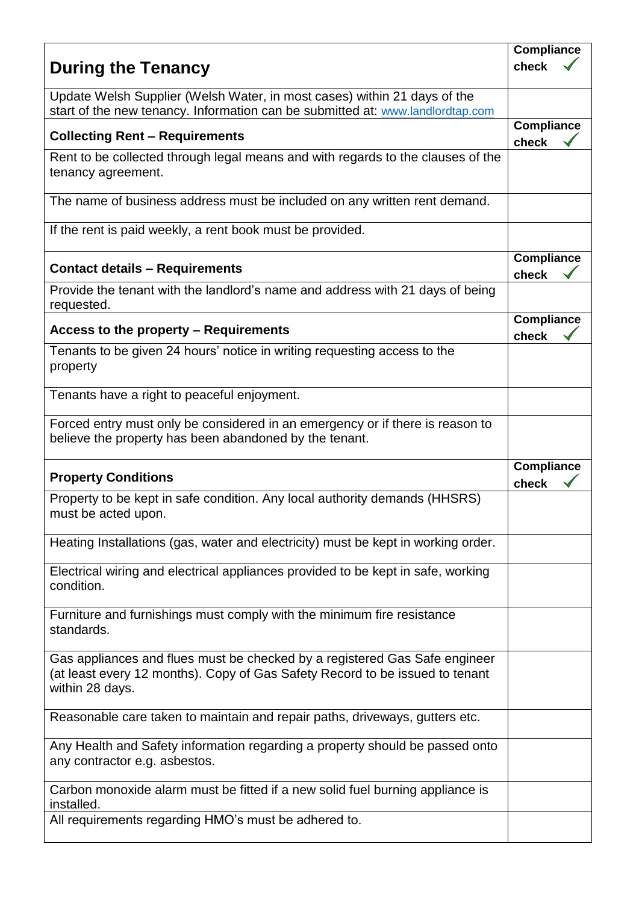| During the Tancy | Compliance check ✓ |
| --- | --- |
| Update Welsh Supplier (Welsh Water, in most cases) within 21 days of the start of the new tenancy. Information can be submitted at: www.landlordtap.com | |
| **Collecting Rent – Requirements** | **Compliance check ✓** |
| Rent to be collected through legal means and with regards to the clauses of the tenancy agreement. | |
| The name of business address must be included on any written rent demand. | |
| If the rent is paid weekly, a rent book must be provided. | |
| **Contact details – Requirements** | **Compliance check ✓** |
| Provide the tenant with the landlord's name and address with 21 days of being requested. | |
| **Access to the property – Requirements** | **Compliance check ✓** |
| Tenants to be given 24 hours' notice in writing requesting access to the property | |
| Tenants have a right to peaceful enjoyment. | |
| Forced entry must only be considered in an emergency or if there is reason to believe the property has been abandoned by the tenant. | |
| **Property Conditions** | **Compliance check ✓** |
| Property to be kept in safe condition. Any local authority demands (HHSRS) must be acted upon. | |
| Heating Installations (gas, water and electricity) must be kept in working order. | |
| Electrical wiring and electrical appliances provided to be kept in safe, working condition. | |
| Furniture and furnishings must comply with the minimum fire resistance standards. | |
| Gas appliances and flues must be checked by a registered Gas Safe engineer (at least every 12 months). Copy of Gas Safety Record to be issued to tenant within 28 days. | |
| Reasonable care taken to maintain and repair paths, driveways, gutters etc. | |
| Any Health and Safety information regarding a property should be passed onto any contractor e.g. asbestos. | |
| Carbon monoxide alarm must be fitted if a new solid fuel burning appliance is installed. | |
| All requirements regarding HMO's must be adhered to. | |

| During the Tenancy | Compliance check ✓ |
| --- | --- |
| Update Welsh Supplier (Welsh Water, in most cases) within 21 days of the start of the new tenancy. Information can be submitted at: www.landlordtap.com | |
| **Collecting Rent – Requirements** | **Compliance check ✓** |
| Rent to be collected through legal means and with regards to the clauses of the tenancy agreement. | |
| The name of business address must be included on any written rent demand. | |
| If the rent is paid weekly, a rent book must be provided. | |
| **Contact details – Requirements** | **Compliance check ✓** |
| Provide the tenant with the landlord's name and address with 21 days of being requested. | |
| **Access to the property – Requirements** | **Compliance check ✓** |
| Tenants to be given 24 hours' notice in writing requesting access to the property | |
| Tenants have a right to peaceful enjoyment. | |
| Forced entry must only be considered in an emergency or if there is reason to believe the property has been abandoned by the tenant. | |
| **Property Conditions** | **Compliance check ✓** |
| Property to be kept in safe condition. Any local authority demands (HHSRS) must be acted upon. | |
| Heating Installations (gas, water and electricity) must be kept in working order. | |
| Electrical wiring and electrical appliances provided to be kept in safe, working condition. | |
| Furniture and furnishings must comply with the minimum fire resistance standards. | |
| Gas appliances and flues must be checked by a registered Gas Safe engineer (at least every 12 months). Copy of Gas Safety Record to be issued to tenant within 28 days. | |
| Reasonable care taken to maintain and repair paths, driveways, gutters etc. | |
| Any Health and Safety information regarding a property should be passed onto any contractor e.g. asbestos. | |
| Carbon monoxide alarm must be fitted if a new solid fuel burning appliance is installed. | |
| All requirements regarding HMO's must be adhered to. | |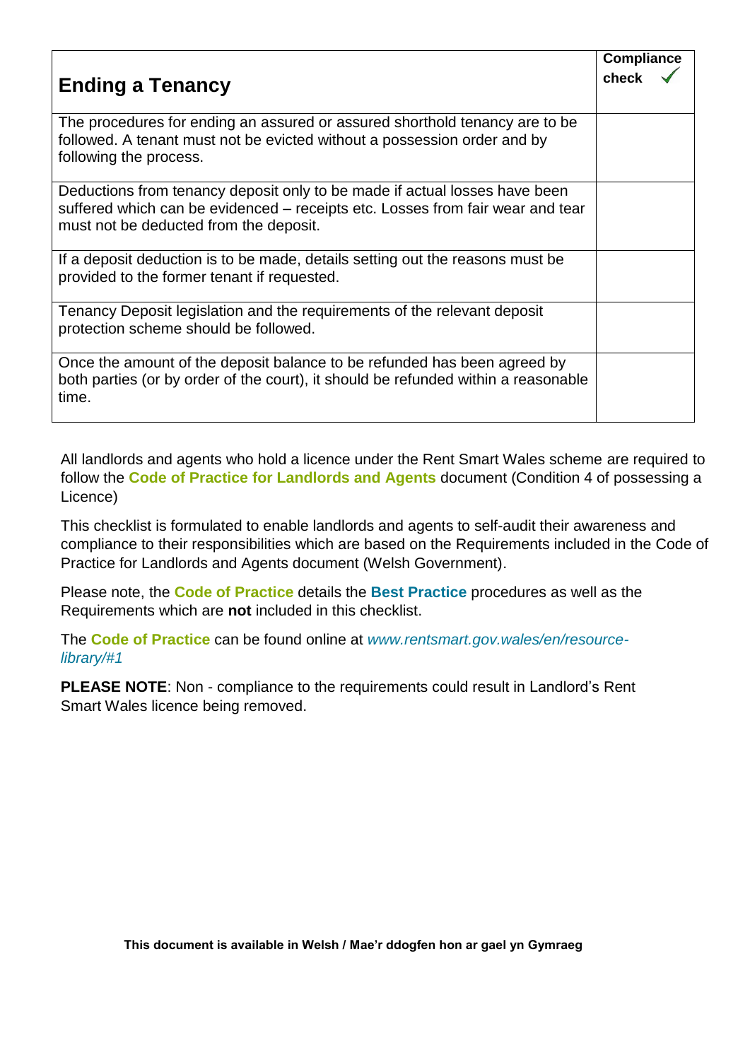| Ending a Tenancy | Compliance check ✓ |
|---|---|
| The procedures for ending an assured or assured shorthold tenancy are to be followed. A tenant must not be evicted without a possession order and by following the process. | |
| Deductions from tenancy deposit only to be made if actual losses have been suffered which can be evidenced – receipts etc. Losses from fair wear and tear must not be deducted from the deposit. | |
| If a deposit deduction is to be made, details setting out the reasons must be provided to the former tenant if requested. | |
| Tenancy Deposit legislation and the requirements of the relevant deposit protection scheme should be followed. | |
| Once the amount of the deposit balance to be refunded has been agreed by both parties (or by order of the court), it should be refunded within a reasonable time. | |

All landlords and agents who hold a licence under the Rent Smart Wales scheme are required to follow the **Code of Practice for Landlords and Agents** document (Condition 4 of possessing a Licence)

This checklist is formulated to enable landlords and agents to self-audit their awareness and compliance to their responsibilities which are based on the Requirements included in the Code of Practice for Landlords and Agents document (Welsh Government).

Please note, the **Code of Practice** details the **Best Practice** procedures as well as the Requirements which are **not** included in this checklist.

The **Code of Practice** can be found online at *www.rentsmart.gov.wales/en/resource-library/#1*

**PLEASE NOTE**: Non - compliance to the requirements could result in Landlord's Rent Smart Wales licence being removed.

**This document is available in Welsh / Mae'r ddogfen hon ar gael yn Gymraeg**